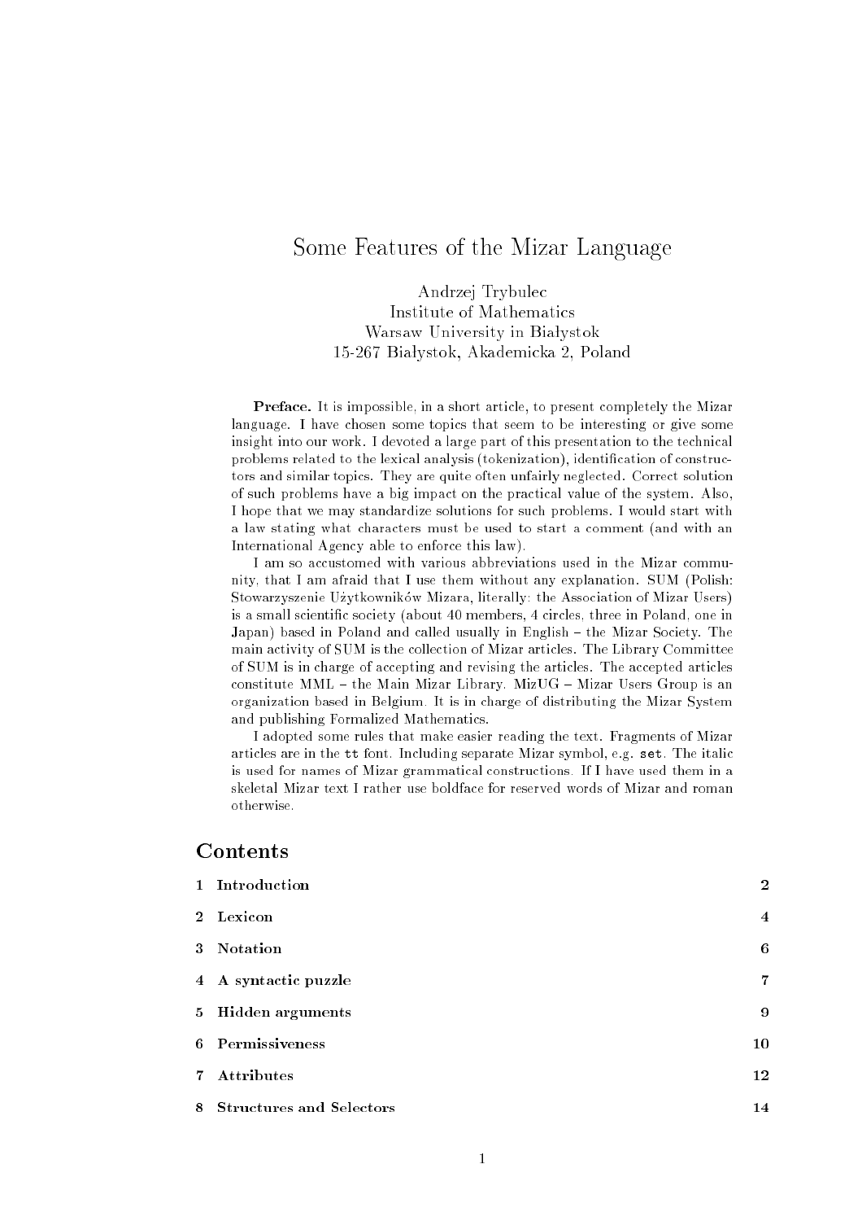# Some Features of the Mizar Language

Andrzej Trybulec
Institute of Mathematics
Warsaw University in Białystok
15-267 Białystok, Akademicka 2, Poland

**Preface.** It is impossible, in a short article, to present completely the Mizar language. I have chosen some topics that seem to be interesting or give some insight into our work. I devoted a large part of this presentation to the technical problems related to the lexical analysis (tokenization), identification of constructors and similar topics. They are quite often unfairly neglected. Correct solution of such problems have a big impact on the practical value of the system. Also, I hope that we may standardize solutions for such problems. I would start with a law stating what characters must be used to start a comment (and with an International Agency able to enforce this law).

I am so accustomed with various abbreviations used in the Mizar community, that I am afraid that I use them without any explanation. SUM (Polish: Stowarzyszenie Użytkowników Mizara, literally: the Association of Mizar Users) is a small scientific society (about 40 members, 4 circles, three in Poland, one in Japan) based in Poland and called usually in English – the Mizar Society. The main activity of SUM is the collection of Mizar articles. The Library Committee of SUM is in charge of accepting and revising the articles. The accepted articles constitute MML – the Main Mizar Library. MizUG – Mizar Users Group is an organization based in Belgium. It is in charge of distributing the Mizar System and publishing Formalized Mathematics.

I adopted some rules that make easier reading the text. Fragments of Mizar articles are in the `tt` font. Including separate Mizar symbol, e.g. `set`. The italic is used for names of Mizar grammatical constructions. If I have used them in a skeletal Mizar text I rather use boldface for reserved words of Mizar and roman otherwise.

## Contents

| | | |
|---|---|---|
| 1 | Introduction | 2 |
| 2 | Lexicon | 4 |
| 3 | Notation | 6 |
| 4 | A syntactic puzzle | 7 |
| 5 | Hidden arguments | 9 |
| 6 | Permissiveness | 10 |
| 7 | Attributes | 12 |
| 8 | Structures and Selectors | 14 |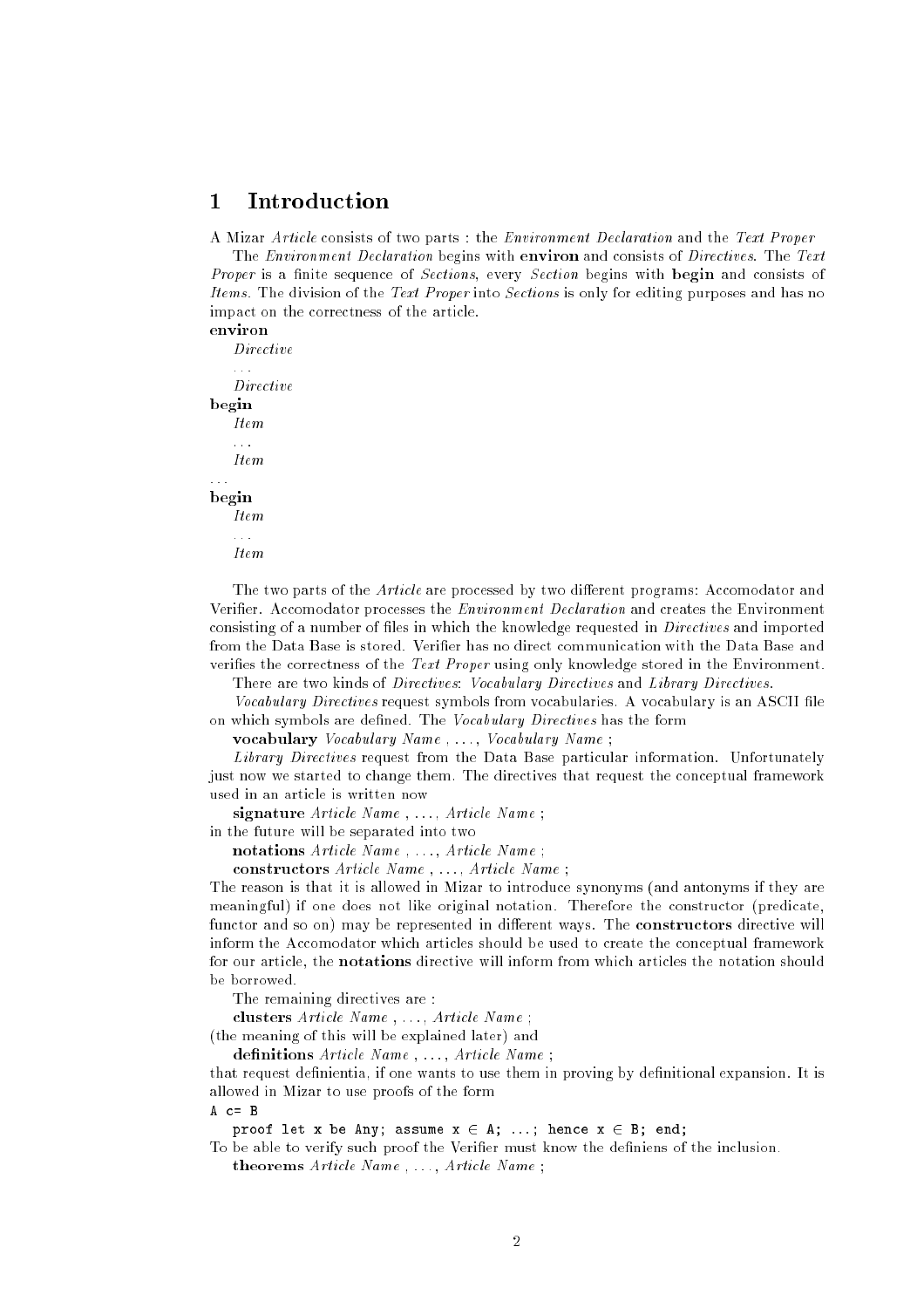# 1 Introduction

A Mizar *Article* consists of two parts : the *Environment Declaration* and the *Text Proper*

The *Environment Declaration* begins with **environ** and consists of *Directives*. The *Text Proper* is a finite sequence of *Sections*, every *Section* begins with **begin** and consists of *Items*. The division of the *Text Proper* into *Sections* is only for editing purposes and has no impact on the correctness of the article.

**environ**
  *Directive*
  ...
  *Directive*
**begin**
  *Item*
  ...
  *Item*
...
**begin**
  *Item*
  ...
  *Item*

The two parts of the *Article* are processed by two different programs: Accomodator and Verifier. Accomodator processes the *Environment Declaration* and creates the Environment consisting of a number of files in which the knowledge requested in *Directives* and imported from the Data Base is stored. Verifier has no direct communication with the Data Base and verifies the correctness of the *Text Proper* using only knowledge stored in the Environment.

There are two kinds of *Directives*: *Vocabulary Directives* and *Library Directives*.

*Vocabulary Directives* request symbols from vocabularies. A vocabulary is an ASCII file on which symbols are defined. The *Vocabulary Directives* has the form

  **vocabulary** *Vocabulary Name* , ..., *Vocabulary Name* ;

*Library Directives* request from the Data Base particular information. Unfortunately just now we started to change them. The directives that request the conceptual framework used in an article is written now

  **signature** *Article Name* , ..., *Article Name* ;

in the future will be separated into two

  **notations** *Article Name* , ..., *Article Name* ;

  **constructors** *Article Name* , ..., *Article Name* ;

The reason is that it is allowed in Mizar to introduce synonyms (and antonyms if they are meaningful) if one does not like original notation. Therefore the constructor (predicate, functor and so on) may be represented in different ways. The **constructors** directive will inform the Accomodator which articles should be used to create the conceptual framework for our article, the **notations** directive will inform from which articles the notation should be borrowed.

The remaining directives are :

  **clusters** *Article Name* , ..., *Article Name* ;

(the meaning of this will be explained later) and

  **definitions** *Article Name* , ..., *Article Name* ;

that request definientia, if one wants to use them in proving by definitional expansion. It is allowed in Mizar to use proofs of the form

```
A c= B
   proof let x be Any; assume x ∈ A; ...; hence x ∈ B; end;
```

To be able to verify such proof the Verifier must know the definiens of the inclusion.

  **theorems** *Article Name* , ..., *Article Name* ;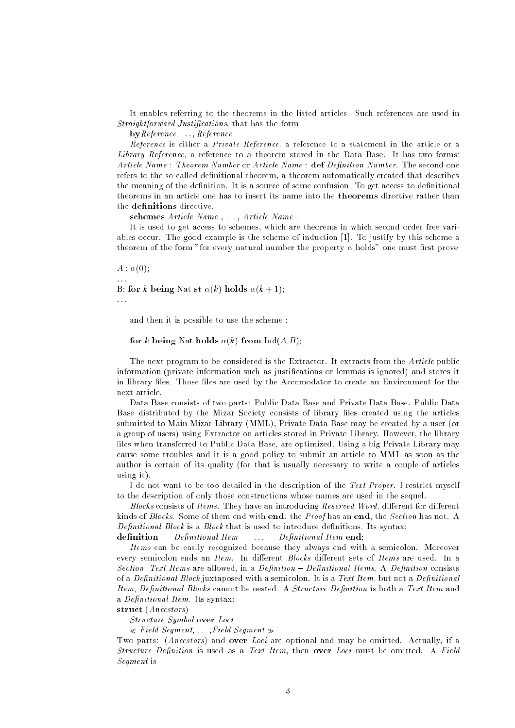It enables referring to the theorems in the listed articles. Such references are used in *Straightforward Justifications*, that has the form

**by** *Reference*, ..., *Reference*

*Reference* is either a *Private Reference*, a reference to a statement in the article or a *Library Reference*, a reference to a theorem stored in the Data Base. It has two forms: *Article Name* : *Theorem Number* or *Article Name* : **def** *Definition Number*. The second one refers to the so called definitional theorem, a theorem automatically created that describes the meaning of the definition. It is a source of some confusion. To get access to definitional theorems in an article one has to insert its name into the **theorems** directive rather than the **definitions** directive.

**schemes** *Article Name* , ..., *Article Name* ;

It is used to get access to schemes, which are theorems in which second order free variables occur. The good example is the scheme of induction [1]. To justify by this scheme a theorem of the form "for every natural number the property $\alpha$ holds" one must first prove

$A : \alpha(0)$;

...

B: **for** $k$ **being** Nat **st** $\alpha(k)$ **holds** $\alpha(k+1)$;

...

and then it is possible to use the scheme :

**for** $k$ **being** Nat **holds** $\alpha(k)$ **from** Ind($A$,$B$);

The next program to be considered is the Extractor. It extracts from the *Article* public information (private information such as justifications or lemmas is ignored) and stores it in library files. Those files are used by the Accomodator to create an Environment for the next article.

Data Base consists of two parts: Public Data Base and Private Data Base. Public Data Base distributed by the Mizar Society consists of library files created using the articles submitted to Main Mizar Library (MML), Private Data Base may be created by a user (or a group of users) using Extractor on articles stored in Private Library. However, the library files when transferred to Public Data Base, are optimized. Using a big Private Library may cause some troubles and it is a good policy to submit an article to MML as soon as the author is certain of its quality (for that is usually necessary to write a couple of articles using it).

I do not want to be too detailed in the description of the *Text Proper*. I restrict myself to the description of only those constructions whose names are used in the sequel.

*Blocks* consists of *Items*. They have an introducing *Reserved Word*, different for different kinds of *Blocks*. Some of them end with **end**. the *Proof* has an **end**, the *Section* has not. A *Definitional Block* is a *Block* that is used to introduce definitions. Its syntax:

**definition** *Definitional Item* ... *Definitional Item* **end**;

*Items* can be easily recognized because they always end with a semicolon. Moreover every semicolon ends an *Item*. In different *Blocks* different sets of *Items* are used. In a *Section*, *Text Items* are allowed, in a *Definition* – *Definitional Items*. A *Definition* consists of a *Definitional Block* juxtaposed with a semicolon. It is a *Text Item*, but not a *Definitional Item*, *Definitional Blocks* cannot be nested. A *Structure Definition* is both a *Text Item* and a *Definitional Item*. Its syntax:

**struct** (*Ancestors*)

*Structure Symbol* **over** *Loci*

≪ *Field Segment*, ...,*Field Segment* ≫

Two parts: (*Ancestors*) and **over** *Loci* are optional and may be omitted. Actually, if a *Structure Definition* is used as a *Text Item*, then **over** *Loci* must be omitted. A *Field Segment* is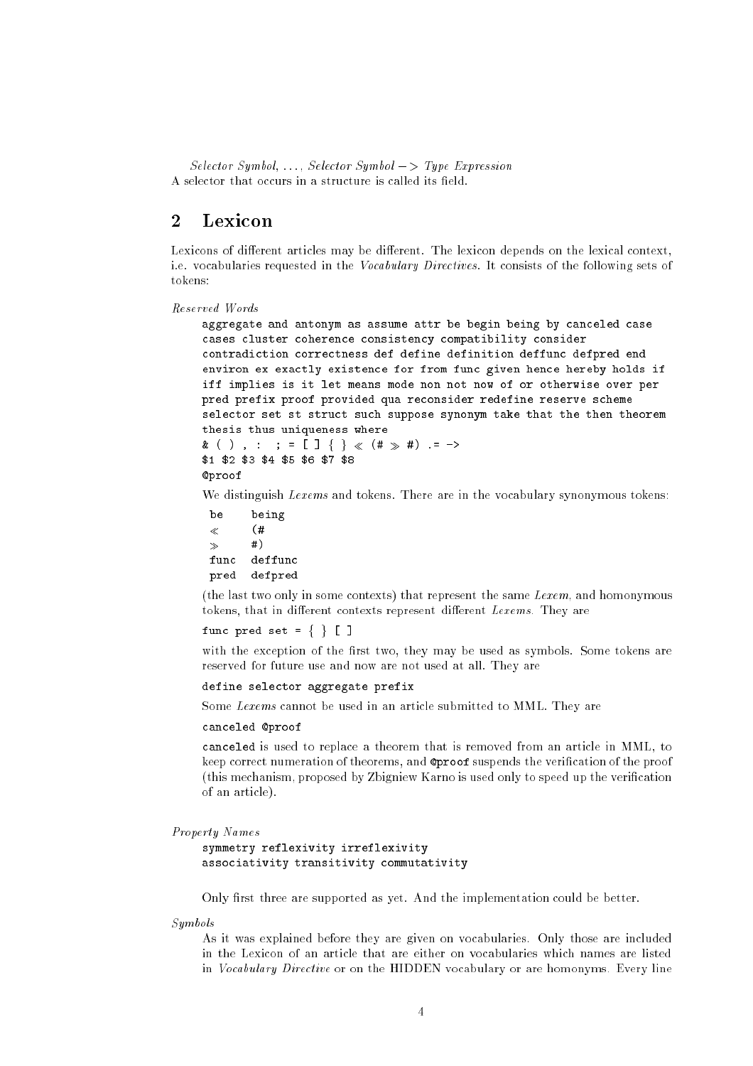*Selector Symbol*, ..., *Selector Symbol* −> *Type Expression*
A selector that occurs in a structure is called its field.

## 2 Lexicon

Lexicons of different articles may be different. The lexicon depends on the lexical context, i.e. vocabularies requested in the *Vocabulary Directives*. It consists of the following sets of tokens:

*Reserved Words*

```
aggregate and antonym as assume attr be begin being by canceled case
cases cluster coherence consistency compatibility consider
contradiction correctness def define definition deffunc defpred end
environ ex exactly existence for from func given hence hereby holds if
iff implies is it let means mode non not now of or otherwise over per
pred prefix proof provided qua reconsider redefine reserve scheme
selector set st struct such suppose synonym take that the then theorem
thesis thus uniqueness where
& ( ) , : ; = [ ] { } ≪ (# ≫ #) .= ->
$1 $2 $3 $4 $5 $6 $7 $8
@proof
```

We distinguish *Lexems* and tokens. There are in the vocabulary synonymous tokens:

```
be     being
≪      (#
≫      #)
func   deffunc
pred   defpred
```

(the last two only in some contexts) that represent the same *Lexem*, and homonymous tokens, that in different contexts represent different *Lexems*. They are

```
func pred set = { } [ ]
```

with the exception of the first two, they may be used as symbols. Some tokens are reserved for future use and now are not used at all. They are

```
define selector aggregate prefix
```

Some *Lexems* cannot be used in an article submitted to MML. They are

```
canceled @proof
```

`canceled` is used to replace a theorem that is removed from an article in MML, to keep correct numeration of theorems, and `@proof` suspends the verification of the proof (this mechanism, proposed by Zbigniew Karno is used only to speed up the verification of an article).

*Property Names*

```
symmetry reflexivity irreflexivity
associativity transitivity commutativity
```

Only first three are supported as yet. And the implementation could be better.

*Symbols*

As it was explained before they are given on vocabularies. Only those are included in the Lexicon of an article that are either on vocabularies which names are listed in *Vocabulary Directive* or on the HIDDEN vocabulary or are homonyms. Every line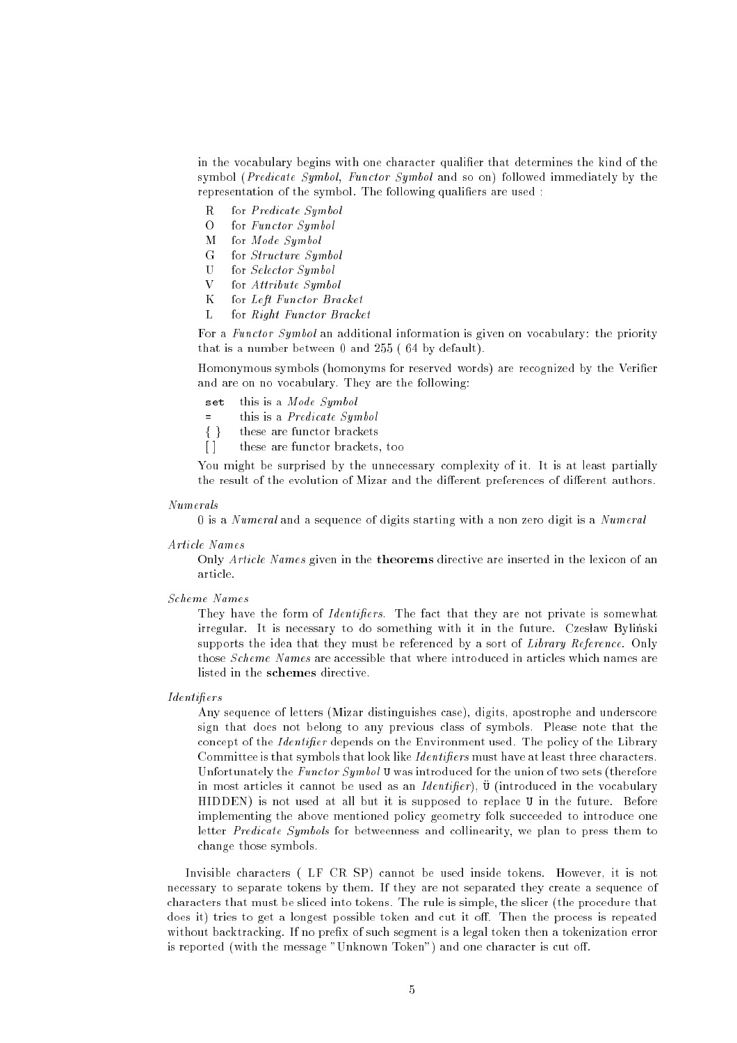in the vocabulary begins with one character qualifier that determines the kind of the symbol (*Predicate Symbol*, *Functor Symbol* and so on) followed immediately by the representation of the symbol. The following qualifiers are used :

| | |
|---|---|
| R | for *Predicate Symbol* |
| O | for *Functor Symbol* |
| M | for *Mode Symbol* |
| G | for *Structure Symbol* |
| U | for *Selector Symbol* |
| V | for *Attribute Symbol* |
| K | for *Left Functor Bracket* |
| L | for *Right Functor Bracket* |

For a *Functor Symbol* an additional information is given on vocabulary: the priority that is a number between 0 and 255 ( 64 by default).

Homonymous symbols (homonyms for reserved words) are recognized by the Verifier and are on no vocabulary. They are the following:

| | |
|---|---|
| `set` | this is a *Mode Symbol* |
| `=` | this is a *Predicate Symbol* |
| { } | these are functor brackets |
| [ ] | these are functor brackets, too |

You might be surprised by the unnecessary complexity of it. It is at least partially the result of the evolution of Mizar and the different preferences of different authors.

*Numerals*

0 is a *Numeral* and a sequence of digits starting with a non zero digit is a *Numeral*

*Article Names*

Only *Article Names* given in the **theorems** directive are inserted in the lexicon of an article.

*Scheme Names*

They have the form of *Identifiers*. The fact that they are not private is somewhat irregular. It is necessary to do something with it in the future. Czesław Byliński supports the idea that they must be referenced by a sort of *Library Reference*. Only those *Scheme Names* are accessible that where introduced in articles which names are listed in the **schemes** directive.

*Identifiers*

Any sequence of letters (Mizar distinguishes case), digits, apostrophe and underscore sign that does not belong to any previous class of symbols. Please note that the concept of the *Identifier* depends on the Environment used. The policy of the Library Committee is that symbols that look like *Identifiers* must have at least three characters. Unfortunately the *Functor Symbol* `U` was introduced for the union of two sets (therefore in most articles it cannot be used as an *Identifier*), Ü (introduced in the vocabulary HIDDEN) is not used at all but it is supposed to replace `U` in the future. Before implementing the above mentioned policy geometry folk succeeded to introduce one letter *Predicate Symbols* for betweenness and collinearity, we plan to press them to change those symbols.

Invisible characters ( LF CR SP) cannot be used inside tokens. However, it is not necessary to separate tokens by them. If they are not separated they create a sequence of characters that must be sliced into tokens. The rule is simple, the slicer (the procedure that does it) tries to get a longest possible token and cut it off. Then the process is repeated without backtracking. If no prefix of such segment is a legal token then a tokenization error is reported (with the message "Unknown Token") and one character is cut off.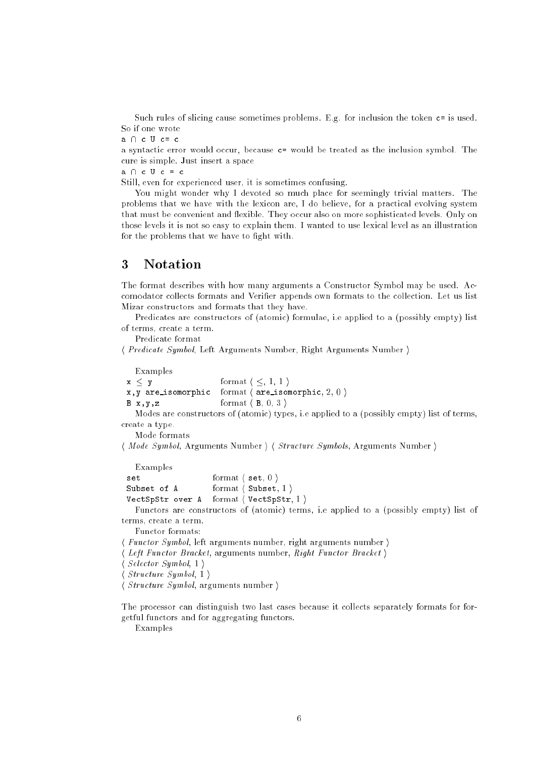Such rules of slicing cause sometimes problems. E.g. for inclusion the token `c=` is used. So if one wrote

`a ∩ c U c= c`

a syntactic error would occur, because `c=` would be treated as the inclusion symbol. The cure is simple. Just insert a space

`a ∩ c U c = c`

Still, even for experienced user, it is sometimes confusing.

You might wonder why I devoted so much place for seemingly trivial matters. The problems that we have with the lexicon are, I do believe, for a practical evolving system that must be convenient and flexible. They occur also on more sophisticated levels. Only on those levels it is not so easy to explain them. I wanted to use lexical level as an illustration for the problems that we have to fight with.

# 3 Notation

The format describes with how many arguments a Constructor Symbol may be used. Accomodator collects formats and Verifier appends own formats to the collection. Let us list Mizar constructors and formats that they have.

Predicates are constructors of (atomic) formulae, i.e applied to a (possibly empty) list of terms, create a term.

Predicate format

⟨ *Predicate Symbol*, Left Arguments Number, Right Arguments Number ⟩

Examples

| | |
|---|---|
| `x ≤ y` | format ⟨ ≤, 1, 1 ⟩ |
| `x,y are_isomorphic` | format ⟨ `are_isomorphic`, 2, 0 ⟩ |
| `B x,y,z` | format ⟨ `B`, 0, 3 ⟩ |

Modes are constructors of (atomic) types, i.e applied to a (possibly empty) list of terms, create a type.

Mode formats

⟨ *Mode Symbol*, Arguments Number ⟩ ⟨ *Structure Symbols*, Arguments Number ⟩

Examples

| | |
|---|---|
| `set` | format ⟨ `set`, 0 ⟩ |
| `Subset of A` | format ⟨ `Subset`, 1 ⟩ |
| `VectSpStr over A` | format ⟨ `VectSpStr`, 1 ⟩ |

Functors are constructors of (atomic) terms, i.e applied to a (possibly empty) list of terms, create a term.

Functor formats:

⟨ *Functor Symbol*, left arguments number, right arguments number ⟩
⟨ *Left Functor Bracket*, arguments number, *Right Functor Bracket* ⟩
⟨ *Selector Symbol*, 1 ⟩
⟨ *Structure Symbol*, 1 ⟩
⟨ *Structure Symbol*, arguments number ⟩

The processor can distinguish two last cases because it collects separately formats for forgetful functors and for aggregating functors.

Examples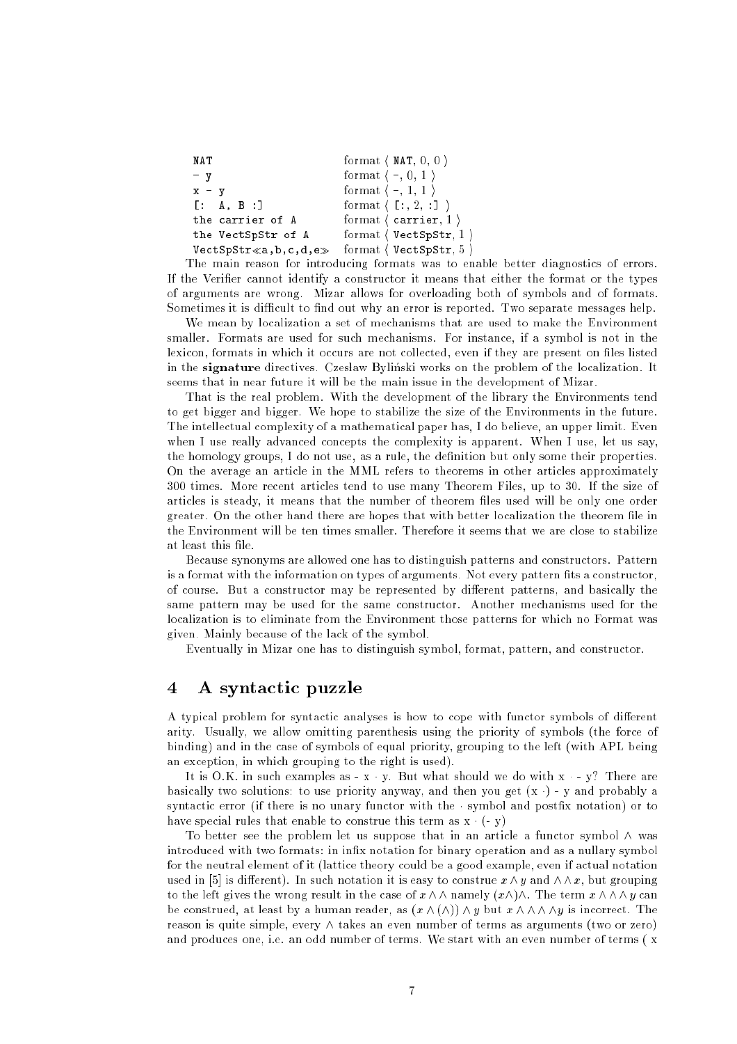| | |
|---|---|
| `NAT` | format ⟨ `NAT`, 0, 0 ⟩ |
| `- y` | format ⟨ -, 0, 1 ⟩ |
| `x - y` | format ⟨ -, 1, 1 ⟩ |
| `[: A, B :]` | format ⟨ `[:`, 2, `:]` ⟩ |
| `the carrier of A` | format ⟨ `carrier`, 1 ⟩ |
| `the VectSpStr of A` | format ⟨ `VectSpStr`, 1 ⟩ |
| `VectSpStr≪a,b,c,d,e≫` | format ⟨ `VectSpStr`, 5 ⟩ |

The main reason for introducing formats was to enable better diagnostics of errors. If the Verifier cannot identify a constructor it means that either the format or the types of arguments are wrong. Mizar allows for overloading both of symbols and of formats. Sometimes it is difficult to find out why an error is reported. Two separate messages help.

We mean by localization a set of mechanisms that are used to make the Environment smaller. Formats are used for such mechanisms. For instance, if a symbol is not in the lexicon, formats in which it occurs are not collected, even if they are present on files listed in the **signature** directives. Czesław Byliński works on the problem of the localization. It seems that in near future it will be the main issue in the development of Mizar.

That is the real problem. With the development of the library the Environments tend to get bigger and bigger. We hope to stabilize the size of the Environments in the future. The intellectual complexity of a mathematical paper has, I do believe, an upper limit. Even when I use really advanced concepts the complexity is apparent. When I use, let us say, the homology groups, I do not use, as a rule, the definition but only some their properties. On the average an article in the MML refers to theorems in other articles approximately 300 times. More recent articles tend to use many Theorem Files, up to 30. If the size of articles is steady, it means that the number of theorem files used will be only one order greater. On the other hand there are hopes that with better localization the theorem file in the Environment will be ten times smaller. Therefore it seems that we are close to stabilize at least this file.

Because synonyms are allowed one has to distinguish patterns and constructors. Pattern is a format with the information on types of arguments. Not every pattern fits a constructor, of course. But a constructor may be represented by different patterns, and basically the same pattern may be used for the same constructor. Another mechanisms used for the localization is to eliminate from the Environment those patterns for which no Format was given. Mainly because of the lack of the symbol.

Eventually in Mizar one has to distinguish symbol, format, pattern, and constructor.

## 4 A syntactic puzzle

A typical problem for syntactic analyses is how to cope with functor symbols of different arity. Usually, we allow omitting parenthesis using the priority of symbols (the force of binding) and in the case of symbols of equal priority, grouping to the left (with APL being an exception, in which grouping to the right is used).

It is O.K. in such examples as - x · y. But what should we do with x · - y? There are basically two solutions: to use priority anyway, and then you get (x ·) - y and probably a syntactic error (if there is no unary functor with the · symbol and postfix notation) or to have special rules that enable to construe this term as x · (- y)

To better see the problem let us suppose that in an article a functor symbol $\wedge$ was introduced with two formats: in infix notation for binary operation and as a nullary symbol for the neutral element of it (lattice theory could be a good example, even if actual notation used in [5] is different). In such notation it is easy to construe $x \wedge y$ and $\wedge \wedge x$, but grouping to the left gives the wrong result in the case of $x \wedge \wedge$ namely $(x \wedge) \wedge$. The term $x \wedge \wedge \wedge y$ can be construed, at least by a human reader, as $(x \wedge (\wedge)) \wedge y$ but $x \wedge \wedge \wedge \wedge y$ is incorrect. The reason is quite simple, every $\wedge$ takes an even number of terms as arguments (two or zero) and produces one, i.e. an odd number of terms. We start with an even number of terms ( x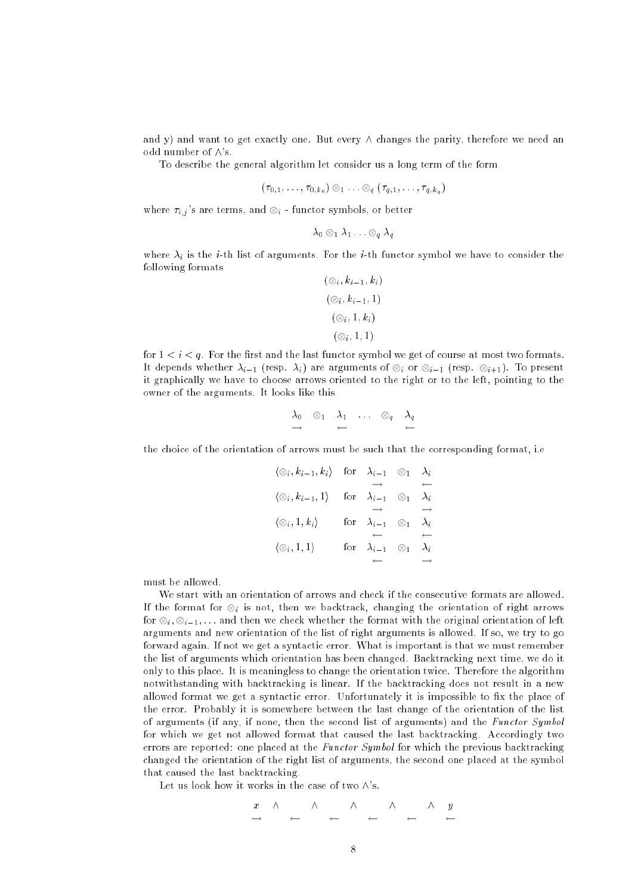and y) and want to get exactly one. But every $\wedge$ changes the parity, therefore we need an odd number of $\wedge$'s.

To describe the general algorithm let consider us a long term of the form

$$(\tau_{0,1}, \ldots, \tau_{0,k_0}) \otimes_1 \ldots \otimes_q (\tau_{q,1}, \ldots, \tau_{q,k_q})$$

where $\tau_{i,j}$'s are terms, and $\otimes_i$ - functor symbols, or better

$$\lambda_0 \otimes_1 \lambda_1 \ldots \otimes_q \lambda_q$$

where $\lambda_i$ is the $i$-th list of arguments. For the $i$-th functor symbol we have to consider the following formats

$$(\otimes_i, k_{i-1}, k_i)$$
$$(\otimes_i, k_{i-1}, 1)$$
$$(\otimes_i, 1, k_i)$$
$$(\otimes_i, 1, 1)$$

for $1 < i < q$. For the first and the last functor symbol we get of course at most two formats. It depends whether $\lambda_{i-1}$ (resp. $\lambda_i$) are arguments of $\otimes_i$ or $\otimes_{i-1}$ (resp. $\otimes_{i+1}$). To present it graphically we have to choose arrows oriented to the right or to the left, pointing to the owner of the arguments. It looks like this

$$\underset{\longrightarrow}{\lambda_0} \quad \otimes_1 \quad \underset{\longleftarrow}{\lambda_1} \quad \ldots \quad \otimes_q \quad \underset{\longleftarrow}{\lambda_q}$$

the choice of the orientation of arrows must be such that the corresponding format, i.e

$$\langle \otimes_i, k_{i-1}, k_i \rangle \quad \text{for} \quad \underset{\longrightarrow}{\lambda_{i-1}} \quad \otimes_1 \quad \underset{\longleftarrow}{\lambda_i}$$

$$\langle \otimes_i, k_{i-1}, 1 \rangle \quad \text{for} \quad \underset{\longrightarrow}{\lambda_{i-1}} \quad \otimes_1 \quad \underset{\longrightarrow}{\lambda_i}$$

$$\langle \otimes_i, 1, k_i \rangle \quad \text{for} \quad \underset{\longleftarrow}{\lambda_{i-1}} \quad \otimes_1 \quad \underset{\longleftarrow}{\lambda_i}$$

$$\langle \otimes_i, 1, 1 \rangle \quad \text{for} \quad \underset{\longleftarrow}{\lambda_{i-1}} \quad \otimes_1 \quad \underset{\longrightarrow}{\lambda_i}$$

must be allowed.

We start with an orientation of arrows and check if the consecutive formats are allowed. If the format for $\otimes_i$ is not, then we backtrack, changing the orientation of right arrows for $\otimes_i, \otimes_{i-1}, \ldots$ and then we check whether the format with the original orientation of left arguments and new orientation of the list of right arguments is allowed. If so, we try to go forward again. If not we get a syntactic error. What is important is that we must remember the list of arguments which orientation has been changed. Backtracking next time, we do it only to this place. It is meaningless to change the orientation twice. Therefore the algorithm notwithstanding with backtracking is linear. If the backtracking does not result in a new allowed format we get a syntactic error. Unfortunately it is impossible to fix the place of the error. Probably it is somewhere between the last change of the orientation of the list of arguments (if any, if none, then the second list of arguments) and the *Functor Symbol* for which we get not allowed format that caused the last backtracking. Accordingly two errors are reported: one placed at the *Functor Symbol* for which the previous backtracking changed the orientation of the right list of arguments, the second one placed at the symbol that caused the last backtracking.

Let us look how it works in the case of two $\wedge$'s.

$$\underset{\longrightarrow}{x} \quad \wedge \quad \underset{\longleftarrow}{} \quad \wedge \quad \underset{\longleftarrow}{} \quad \wedge \quad \underset{\longleftarrow}{} \quad \wedge \quad \underset{\longleftarrow}{} \quad \wedge \quad \underset{\longleftarrow}{y}$$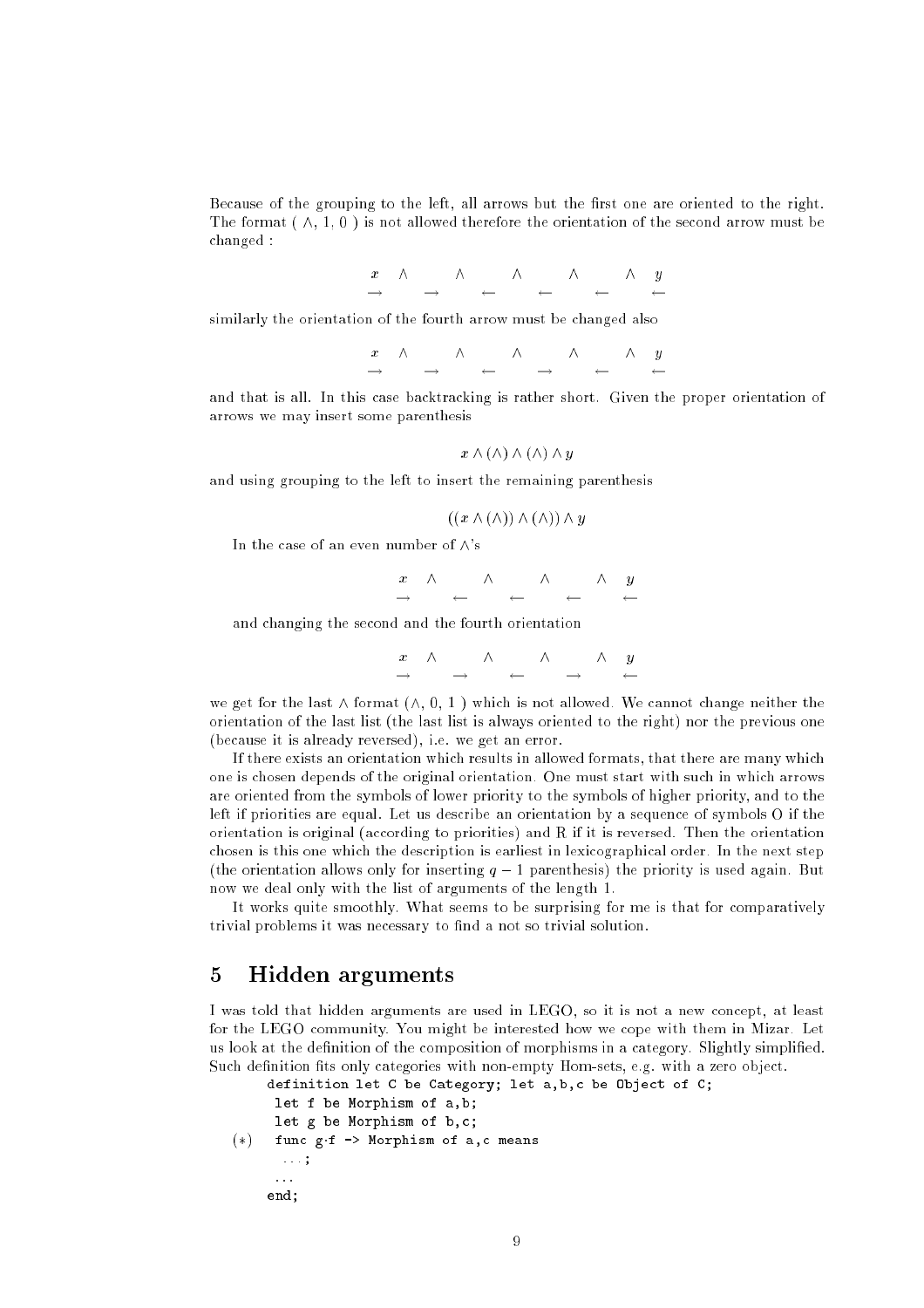Because of the grouping to the left, all arrows but the first one are oriented to the right. The format ( $\wedge$, 1, 0 ) is not allowed therefore the orientation of the second arrow must be changed :

$$
\begin{array}{cccccccccccc}
x & \wedge & & \wedge & & \wedge & & \wedge & & \wedge & y \\
\rightarrow & & \rightarrow & & \leftarrow & & \leftarrow & & \leftarrow & & \leftarrow
\end{array}
$$

similarly the orientation of the fourth arrow must be changed also

$$
\begin{array}{cccccccccccc}
x & \wedge & & \wedge & & \wedge & & \wedge & & \wedge & y \\
\rightarrow & & \rightarrow & & \leftarrow & & \rightarrow & & \leftarrow & & \leftarrow
\end{array}
$$

and that is all. In this case backtracking is rather short. Given the proper orientation of arrows we may insert some parenthesis

$$x \wedge (\wedge) \wedge (\wedge) \wedge y$$

and using grouping to the left to insert the remaining parenthesis

$$((x \wedge (\wedge)) \wedge (\wedge)) \wedge y$$

In the case of an even number of $\wedge$'s

$$
\begin{array}{cccccccccc}
x & \wedge & & \wedge & & \wedge & & \wedge & y \\
\rightarrow & & \leftarrow & & \leftarrow & & \leftarrow & & \leftarrow
\end{array}
$$

and changing the second and the fourth orientation

$$
\begin{array}{cccccccccc}
x & \wedge & & \wedge & & \wedge & & \wedge & y \\
\rightarrow & & \rightarrow & & \leftarrow & & \rightarrow & & \leftarrow
\end{array}
$$

we get for the last $\wedge$ format ($\wedge$, 0, 1 ) which is not allowed. We cannot change neither the orientation of the last list (the last list is always oriented to the right) nor the previous one (because it is already reversed), i.e. we get an error.

If there exists an orientation which results in allowed formats, that there are many which one is chosen depends of the original orientation. One must start with such in which arrows are oriented from the symbols of lower priority to the symbols of higher priority, and to the left if priorities are equal. Let us describe an orientation by a sequence of symbols O if the orientation is original (according to priorities) and R if it is reversed. Then the orientation chosen is this one which the description is earliest in lexicographical order. In the next step (the orientation allows only for inserting $q - 1$ parenthesis) the priority is used again. But now we deal only with the list of arguments of the length 1.

It works quite smoothly. What seems to be surprising for me is that for comparatively trivial problems it was necessary to find a not so trivial solution.

## 5 Hidden arguments

I was told that hidden arguments are used in LEGO, so it is not a new concept, at least for the LEGO community. You might be interested how we cope with them in Mizar. Let us look at the definition of the composition of morphisms in a category. Slightly simplified. Such definition fits only categories with non-empty Hom-sets, e.g. with a zero object.

```
     definition let C be Category; let a,b,c be Object of C;
      let f be Morphism of a,b;
      let g be Morphism of b,c;
(*)   func g·f -> Morphism of a,c means
       ...;
      ...
     end;
```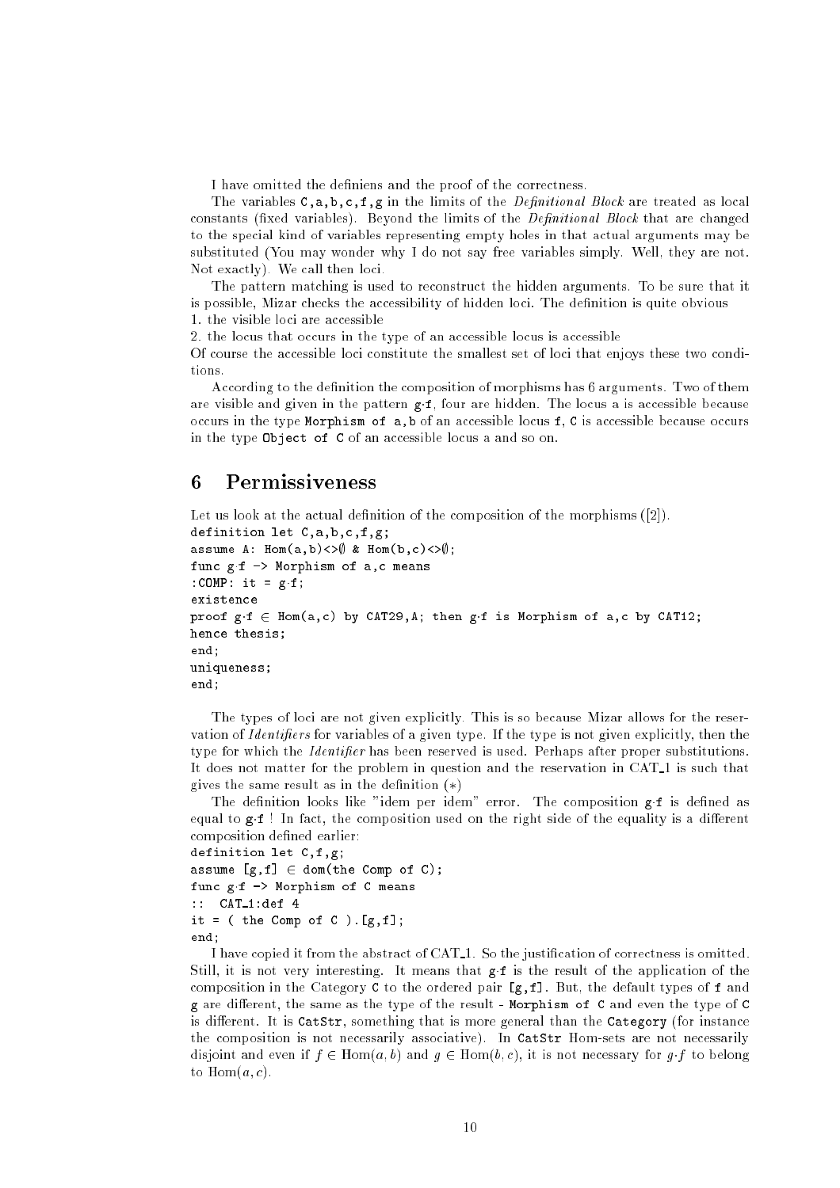I have omitted the definiens and the proof of the correctness.

The variables C,a,b,c,f,g in the limits of the *Definitional Block* are treated as local constants (fixed variables). Beyond the limits of the *Definitional Block* that are changed to the special kind of variables representing empty holes in that actual arguments may be substituted (You may wonder why I do not say free variables simply. Well, they are not. Not exactly). We call then loci.

The pattern matching is used to reconstruct the hidden arguments. To be sure that it is possible, Mizar checks the accessibility of hidden loci. The definition is quite obvious
1. the visible loci are accessible
2. the locus that occurs in the type of an accessible locus is accessible
Of course the accessible loci constitute the smallest set of loci that enjoys these two conditions.

According to the definition the composition of morphisms has 6 arguments. Two of them are visible and given in the pattern g·f, four are hidden. The locus a is accessible because occurs in the type Morphism of a,b of an accessible locus f, C is accessible because occurs in the type Object of C of an accessible locus a and so on.

## 6 Permissiveness

Let us look at the actual definition of the composition of the morphisms ([2]).

```
definition let C,a,b,c,f,g;
assume A: Hom(a,b)<>∅ & Hom(b,c)<>∅;
func g·f -> Morphism of a,c means
:COMP: it = g·f;
existence
proof g·f ∈ Hom(a,c) by CAT29,A; then g·f is Morphism of a,c by CAT12;
hence thesis;
end;
uniqueness;
end;
```

The types of loci are not given explicitly. This is so because Mizar allows for the reservation of *Identifiers* for variables of a given type. If the type is not given explicitly, then the type for which the *Identifier* has been reserved is used. Perhaps after proper substitutions. It does not matter for the problem in question and the reservation in CAT_1 is such that gives the same result as in the definition (∗)

The definition looks like "idem per idem" error. The composition g·f is defined as equal to g·f ! In fact, the composition used on the right side of the equality is a different composition defined earlier:

```
definition let C,f,g;
assume [g,f] ∈ dom(the Comp of C);
func g·f -> Morphism of C means
:: CAT_1:def 4
it = ( the Comp of C ).[g,f];
end;
```

I have copied it from the abstract of CAT_1. So the justification of correctness is omitted. Still, it is not very interesting. It means that g·f is the result of the application of the composition in the Category C to the ordered pair [g,f]. But, the default types of f and g are different, the same as the type of the result - Morphism of C and even the type of C is different. It is CatStr, something that is more general than the Category (for instance the composition is not necessarily associative). In CatStr Hom-sets are not necessarily disjoint and even if $f \in \mathrm{Hom}(a, b)$ and $g \in \mathrm{Hom}(b, c)$, it is not necessary for $g \cdot f$ to belong to $\mathrm{Hom}(a, c)$.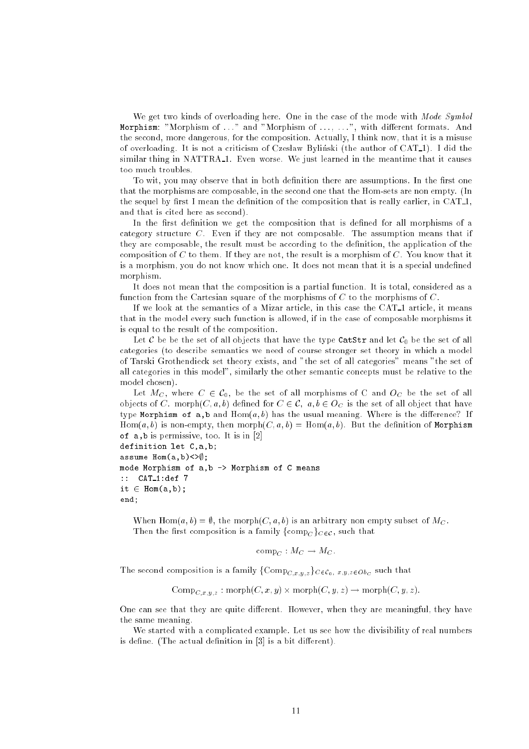We get two kinds of overloading here. One in the case of the mode with *Mode Symbol* `Morphism`: "Morphism of ..." and "Morphism of ..., ...", with different formats. And the second, more dangerous, for the composition. Actually, I think now, that it is a misuse of overloading. It is not a criticism of Czeslaw Byliński (the author of CAT_1). I did the similar thing in NATTRA_1. Even worse. We just learned in the meantime that it causes too much troubles.

To wit, you may observe that in both definition there are assumptions. In the first one that the morphisms are composable, in the second one that the Hom-sets are non empty. (In the sequel by first I mean the definition of the composition that is really earlier, in CAT_1, and that is cited here as second).

In the first definition we get the composition that is defined for all morphisms of a category structure $C$. Even if they are not composable. The assumption means that if they are composable, the result must be according to the definition, the application of the composition of $C$ to them. If they are not, the result is a morphism of $C$. You know that it is a morphism, you do not know which one. It does not mean that it is a special undefined morphism.

It does not mean that the composition is a partial function. It is total, considered as a function from the Cartesian square of the morphisms of $C$ to the morphisms of $C$.

If we look at the semantics of a Mizar article, in this case the CAT_1 article, it means that in the model every such function is allowed, if in the case of composable morphisms it is equal to the result of the composition.

Let $\mathcal{C}$ be be the set of all objects that have the type `CatStr` and let $\mathcal{C}_0$ be the set of all categories (to describe semantics we need of course stronger set theory in which a model of Tarski Grothendieck set theory exists, and "the set of all categories" means "the set of all categories in this model", similarly the other semantic concepts must be relative to the model chosen).

Let $M_C$, where $C \in \mathcal{C}_0$, be the set of all morphisms of C and $O_C$ be the set of all objects of $C$. $\mathrm{morph}(C, a, b)$ defined for $C \in \mathcal{C},\ a, b \in O_C$ is the set of all object that have type `Morphism of a,b` and $\mathrm{Hom}(a, b)$ has the usual meaning. Where is the difference? If $\mathrm{Hom}(a, b)$ is non-empty, then $\mathrm{morph}(C, a, b) = \mathrm{Hom}(a, b)$. But the definition of `Morphism of a,b` is permissive, too. It is in [2]

```
definition let C,a,b;
assume Hom(a,b)<>∅;
mode Morphism of a,b -> Morphism of C means
:: CAT_1:def 7
it ∈ Hom(a,b);
end;
```

When $\mathrm{Hom}(a, b) = \emptyset$, the $\mathrm{morph}(C, a, b)$ is an arbitrary non empty subset of $M_C$.

Then the first composition is a family $\{\mathrm{comp}_C\}_{C \in \mathcal{C}}$, such that

$$\mathrm{comp}_C : M_C \to M_C.$$

The second composition is a family $\{\mathrm{Comp}_{C,x,y,z}\}_{C \in \mathcal{C}_0,\ x,y,z \in Ob_C}$ such that

$$\mathrm{Comp}_{C,x,y,z} : \mathrm{morph}(C, x, y) \times \mathrm{morph}(C, y, z) \to \mathrm{morph}(C, y, z).$$

One can see that they are quite different. However, when they are meaningful, they have the same meaning.

We started with a complicated example. Let us see how the divisibility of real numbers is define. (The actual definition in [3] is a bit different).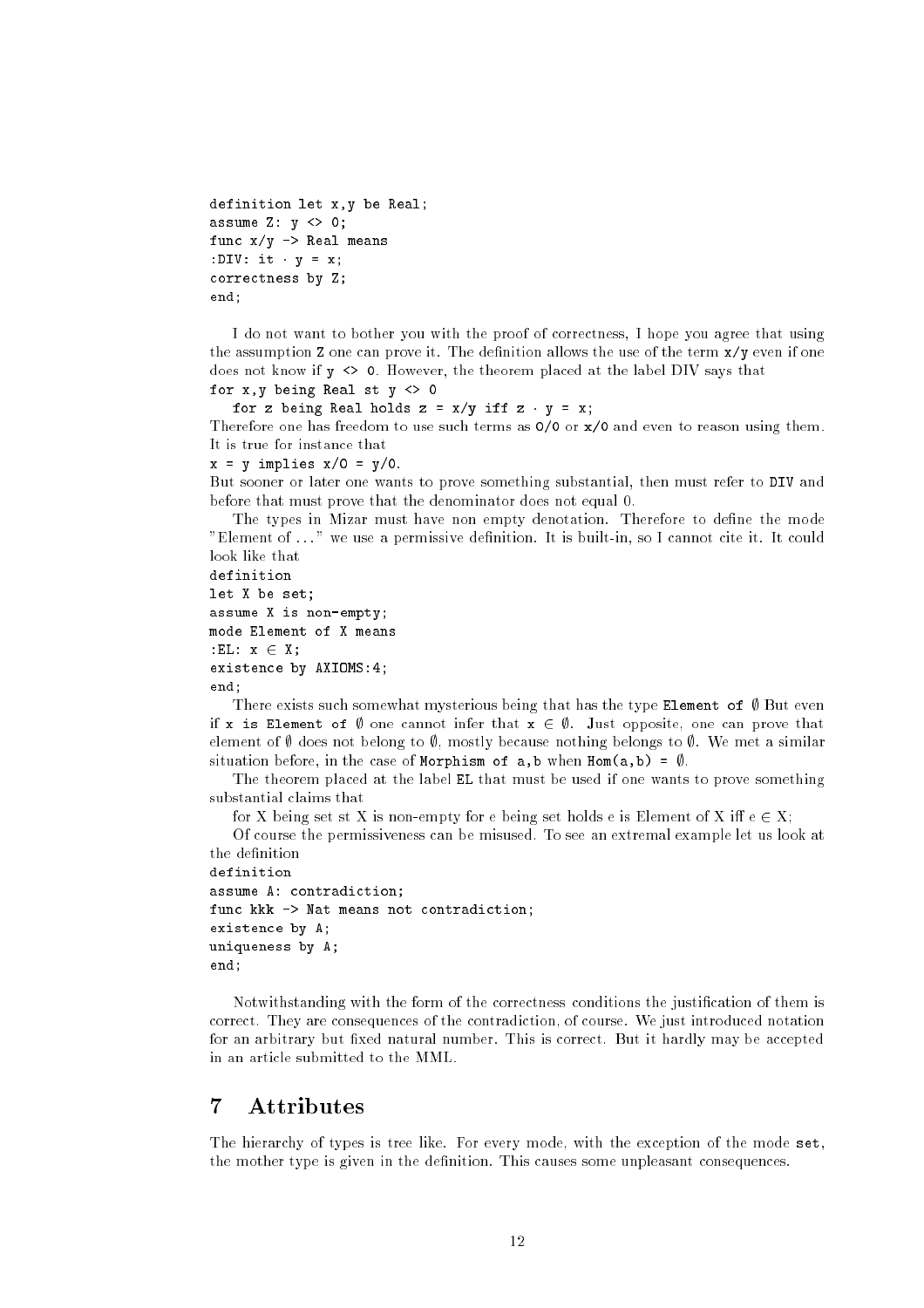```
definition let x,y be Real;
assume Z: y <> 0;
func x/y -> Real means
:DIV: it · y = x;
correctness by Z;
end;
```

I do not want to bother you with the proof of correctness, I hope you agree that using the assumption `Z` one can prove it. The definition allows the use of the term `x/y` even if one does not know if `y <> 0`. However, the theorem placed at the label DIV says that

```
for x,y being Real st y <> 0
   for z being Real holds z = x/y iff z · y = x;
```

Therefore one has freedom to use such terms as `0/0` or `x/0` and even to reason using them. It is true for instance that

```
x = y implies x/0 = y/0.
```

But sooner or later one wants to prove something substantial, then must refer to `DIV` and before that must prove that the denominator does not equal 0.

The types in Mizar must have non empty denotation. Therefore to define the mode "Element of ..." we use a permissive definition. It is built-in, so I cannot cite it. It could look like that

```
definition
let X be set;
assume X is non-empty;
mode Element of X means
:EL: x ∈ X;
existence by AXIOMS:4;
end;
```

There exists such somewhat mysterious being that has the type `Element of` $\emptyset$ But even if `x is Element of` $\emptyset$ one cannot infer that `x` $\in \emptyset$. Just opposite, one can prove that element of $\emptyset$ does not belong to $\emptyset$, mostly because nothing belongs to $\emptyset$. We met a similar situation before, in the case of `Morphism of a,b` when `Hom(a,b) =` $\emptyset$.

The theorem placed at the label `EL` that must be used if one wants to prove something substantial claims that

for X being set st X is non-empty for e being set holds e is Element of X iff e $\in$ X;

Of course the permissiveness can be misused. To see an extremal example let us look at the definition

```
definition
assume A: contradiction;
func kkk -> Nat means not contradiction;
existence by A;
uniqueness by A;
end;
```

Notwithstanding with the form of the correctness conditions the justification of them is correct. They are consequences of the contradiction, of course. We just introduced notation for an arbitrary but fixed natural number. This is correct. But it hardly may be accepted in an article submitted to the MML.

## 7 Attributes

The hierarchy of types is tree like. For every mode, with the exception of the mode `set`, the mother type is given in the definition. This causes some unpleasant consequences.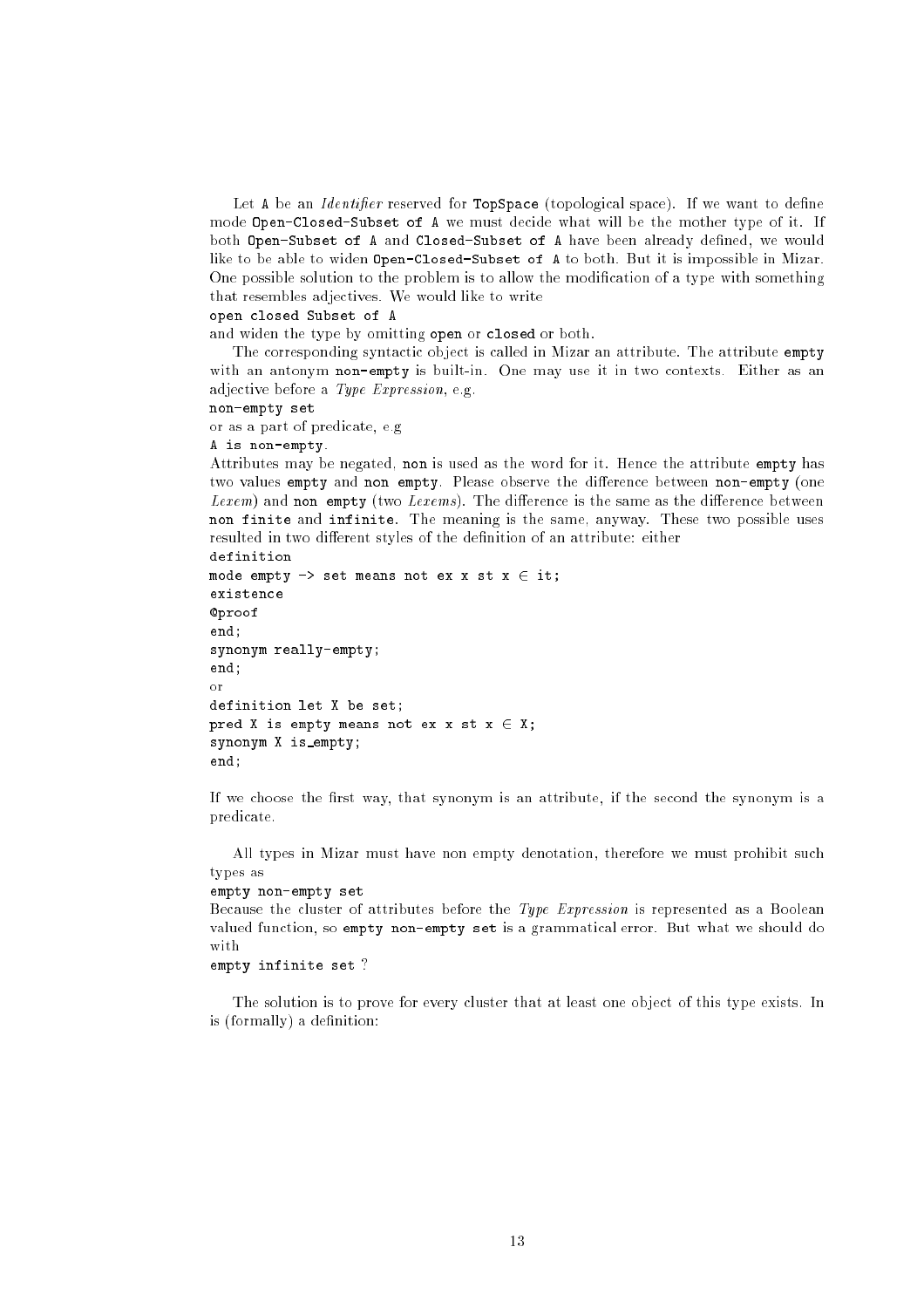Let `A` be an *Identifier* reserved for `TopSpace` (topological space). If we want to define mode `Open-Closed-Subset of A` we must decide what will be the mother type of it. If both `Open-Subset of A` and `Closed-Subset of A` have been already defined, we would like to be able to widen `Open-Closed-Subset of A` to both. But it is impossible in Mizar. One possible solution to the problem is to allow the modification of a type with something that resembles adjectives. We would like to write

```
open closed Subset of A
```

and widen the type by omitting `open` or `closed` or both.

The corresponding syntactic object is called in Mizar an attribute. The attribute `empty` with an antonym `non-empty` is built-in. One may use it in two contexts. Either as an adjective before a *Type Expression*, e.g.

```
non-empty set
```

or as a part of predicate, e.g

```
A is non-empty.
```

Attributes may be negated, `non` is used as the word for it. Hence the attribute `empty` has two values `empty` and `non empty`. Please observe the difference between `non-empty` (one *Lexem*) and `non empty` (two *Lexems*). The difference is the same as the difference between `non finite` and `infinite`. The meaning is the same, anyway. These two possible uses resulted in two different styles of the definition of an attribute: either

```
definition
mode empty -> set means not ex x st x ∈ it;
existence
@proof
end;
synonym really-empty;
end;
```

or

```
definition let X be set;
pred X is empty means not ex x st x ∈ X;
synonym X is_empty;
end;
```

If we choose the first way, that synonym is an attribute, if the second the synonym is a predicate.

All types in Mizar must have non empty denotation, therefore we must prohibit such types as

```
empty non-empty set
```

Because the cluster of attributes before the *Type Expression* is represented as a Boolean valued function, so `empty non-empty set` is a grammatical error. But what we should do with

```
empty infinite set
```

?

The solution is to prove for every cluster that at least one object of this type exists. In is (formally) a definition: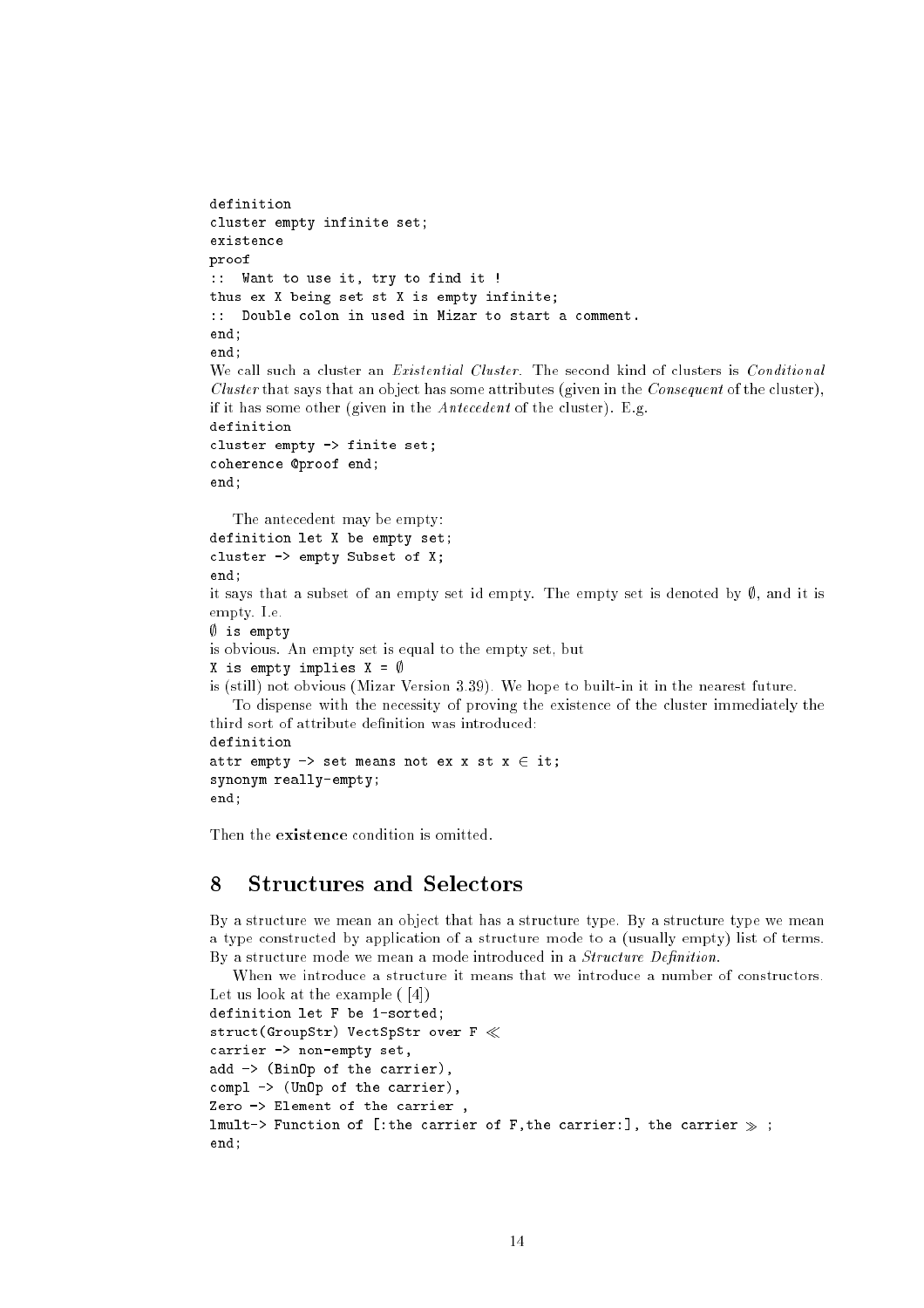```
definition
cluster empty infinite set;
existence
proof
:: Want to use it, try to find it !
thus ex X being set st X is empty infinite;
:: Double colon in used in Mizar to start a comment.
end;
end;
```

We call such a cluster an *Existential Cluster*. The second kind of clusters is *Conditional Cluster* that says that an object has some attributes (given in the *Consequent* of the cluster), if it has some other (given in the *Antecedent* of the cluster). E.g.

```
definition
cluster empty -> finite set;
coherence @proof end;
end;
```

The antecedent may be empty:

```
definition let X be empty set;
cluster -> empty Subset of X;
end;
```

it says that a subset of an empty set id empty. The empty set is denoted by ∅, and it is empty. I.e.

```
∅ is empty
```

is obvious. An empty set is equal to the empty set, but

```
X is empty implies X = ∅
```

is (still) not obvious (Mizar Version 3.39). We hope to built-in it in the nearest future.

To dispense with the necessity of proving the existence of the cluster immediately the third sort of attribute definition was introduced:

```
definition
attr empty -> set means not ex x st x ∈ it;
synonym really-empty;
end;
```

Then the **existence** condition is omitted.

## 8 Structures and Selectors

By a structure we mean an object that has a structure type. By a structure type we mean a type constructed by application of a structure mode to a (usually empty) list of terms. By a structure mode we mean a mode introduced in a *Structure Definition*.

When we introduce a structure it means that we introduce a number of constructors. Let us look at the example ( [4])

```
definition let F be 1-sorted;
struct(GroupStr) VectSpStr over F ≪
carrier -> non-empty set,
add -> (BinOp of the carrier),
compl -> (UnOp of the carrier),
Zero -> Element of the carrier ,
lmult-> Function of [:the carrier of F,the carrier:], the carrier ≫ ;
end;
```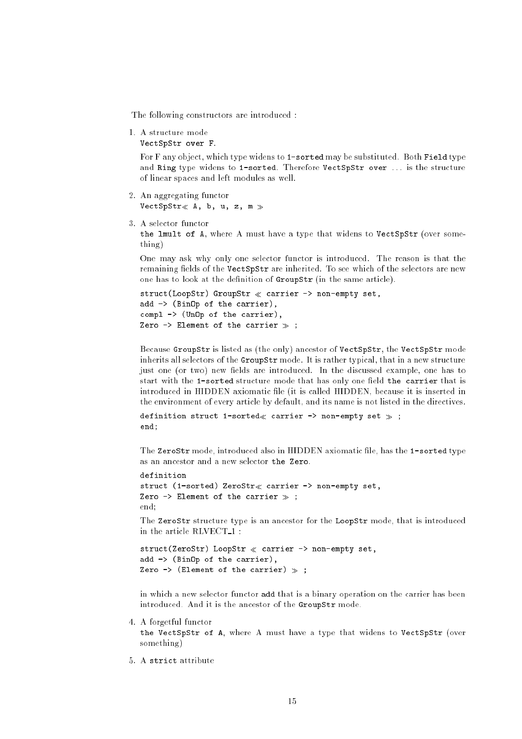The following constructors are introduced :

1. A structure mode
   `VectSpStr over F.`

   For F any object, which type widens to `1-sorted` may be substituted. Both `Field` type and `Ring` type widens to `1-sorted`. Therefore `VectSpStr over` ... is the structure of linear spaces and left modules as well.

2. An aggregating functor
   `VectSpStr≪ A, b, u, z, m ≫`

3. A selector functor
   `the lmult of A`, where A must have a type that widens to `VectSpStr` (over something)

   One may ask why only one selector functor is introduced. The reason is that the remaining fields of the `VectSpStr` are inherited. To see which of the selectors are new one has to look at the definition of `GroupStr` (in the same article).

   ```
   struct(LoopStr) GroupStr ≪ carrier -> non-empty set,
   add -> (BinOp of the carrier),
   compl -> (UnOp of the carrier),
   Zero -> Element of the carrier ≫ ;
   ```

   Because `GroupStr` is listed as (the only) ancestor of `VectSpStr`, the `VectSpStr` mode inherits all selectors of the `GroupStr` mode. It is rather typical, that in a new structure just one (or two) new fields are introduced. In the discussed example, one has to start with the `1-sorted` structure mode that has only one field `the carrier` that is introduced in HIDDEN axiomatic file (it is called HIDDEN, because it is inserted in the environment of every article by default, and its name is not listed in the directives.

   ```
   definition struct 1-sorted≪ carrier -> non-empty set ≫ ;
   end;
   ```

   The `ZeroStr` mode, introduced also in HIDDEN axiomatic file, has the `1-sorted` type as an ancestor and a new selector `the Zero`.

   ```
   definition
   struct (1-sorted) ZeroStr≪ carrier -> non-empty set,
   Zero -> Element of the carrier ≫ ;
   end;
   ```

   The `ZeroStr` structure type is an ancestor for the `LoopStr` mode, that is introduced in the article RLVECT_1 :

   ```
   struct(ZeroStr) LoopStr ≪ carrier -> non-empty set,
   add -> (BinOp of the carrier),
   Zero -> (Element of the carrier) ≫ ;
   ```

   in which a new selector functor `add` that is a binary operation on the carrier has been introduced. And it is the ancestor of the `GroupStr` mode.

4. A forgetful functor
   `the VectSpStr of A`, where A must have a type that widens to `VectSpStr` (over something)

5. A `strict` attribute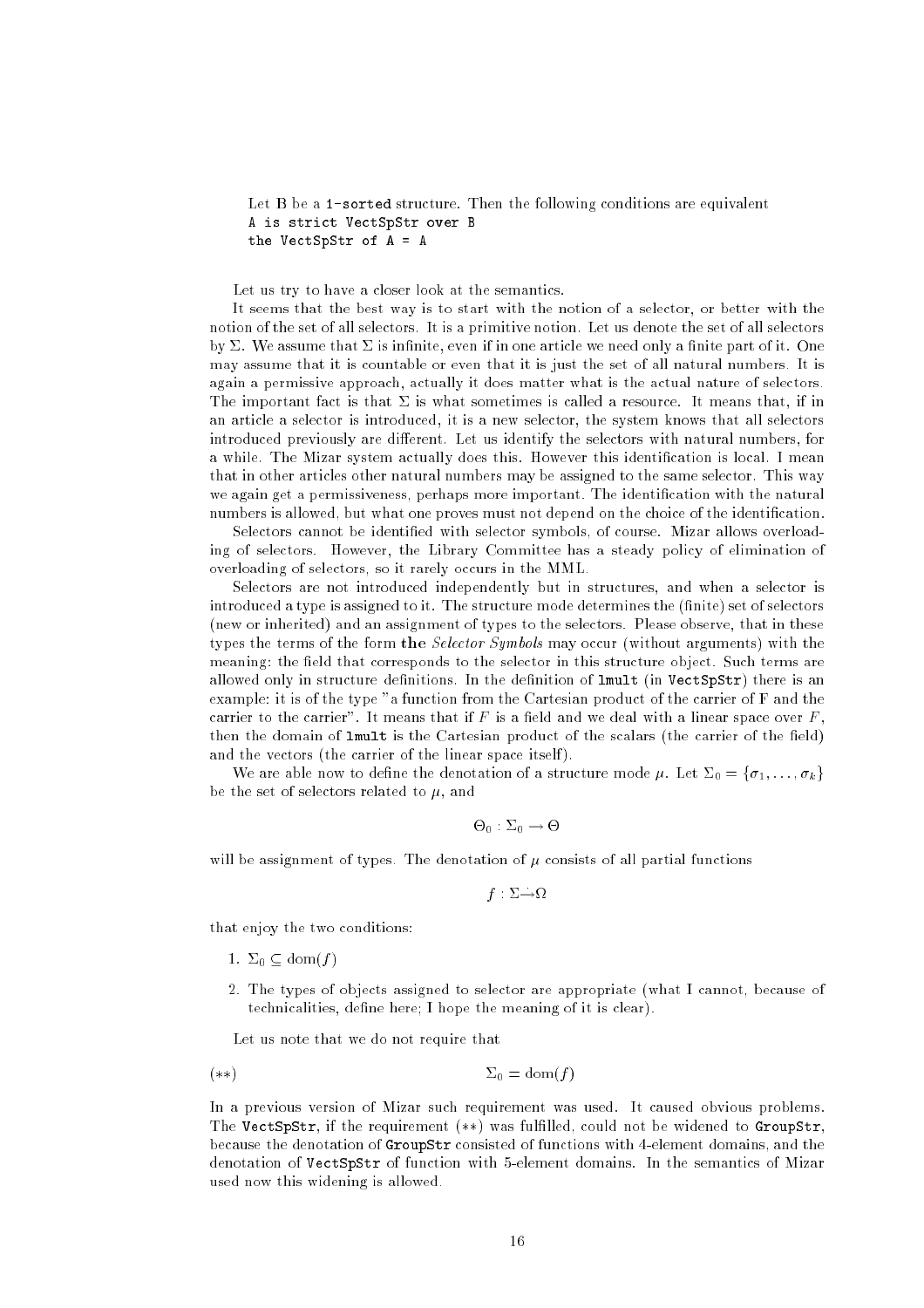Let B be a `1-sorted` structure. Then the following conditions are equivalent

```
A is strict VectSpStr over B
the VectSpStr of A = A
```

Let us try to have a closer look at the semantics.

It seems that the best way is to start with the notion of a selector, or better with the notion of the set of all selectors. It is a primitive notion. Let us denote the set of all selectors by $\Sigma$. We assume that $\Sigma$ is infinite, even if in one article we need only a finite part of it. One may assume that it is countable or even that it is just the set of all natural numbers. It is again a permissive approach, actually it does matter what is the actual nature of selectors. The important fact is that $\Sigma$ is what sometimes is called a resource. It means that, if in an article a selector is introduced, it is a new selector, the system knows that all selectors introduced previously are different. Let us identify the selectors with natural numbers, for a while. The Mizar system actually does this. However this identification is local. I mean that in other articles other natural numbers may be assigned to the same selector. This way we again get a permissiveness, perhaps more important. The identification with the natural numbers is allowed, but what one proves must not depend on the choice of the identification.

Selectors cannot be identified with selector symbols, of course. Mizar allows overloading of selectors. However, the Library Committee has a steady policy of elimination of overloading of selectors, so it rarely occurs in the MML.

Selectors are not introduced independently but in structures, and when a selector is introduced a type is assigned to it. The structure mode determines the (finite) set of selectors (new or inherited) and an assignment of types to the selectors. Please observe, that in these types the terms of the form **the** *Selector Symbols* may occur (without arguments) with the meaning: the field that corresponds to the selector in this structure object. Such terms are allowed only in structure definitions. In the definition of `lmult` (in `VectSpStr`) there is an example: it is of the type "a function from the Cartesian product of the carrier of F and the carrier to the carrier". It means that if $F$ is a field and we deal with a linear space over $F$, then the domain of `lmult` is the Cartesian product of the scalars (the carrier of the field) and the vectors (the carrier of the linear space itself).

We are able now to define the denotation of a structure mode $\mu$. Let $\Sigma_0 = \{\sigma_1, \ldots, \sigma_k\}$ be the set of selectors related to $\mu$, and

$$\Theta_0 : \Sigma_0 \to \Theta$$

will be assignment of types. The denotation of $\mu$ consists of all partial functions

$$f : \Sigma \dot{\to} \Omega$$

that enjoy the two conditions:

1. $\Sigma_0 \subseteq \mathrm{dom}(f)$
2. The types of objects assigned to selector are appropriate (what I cannot, because of technicalities, define here; I hope the meaning of it is clear).

Let us note that we do not require that

$$(**) \qquad \Sigma_0 = \mathrm{dom}(f)$$

In a previous version of Mizar such requirement was used. It caused obvious problems. The `VectSpStr`, if the requirement $(**)$ was fulfilled, could not be widened to `GroupStr`, because the denotation of `GroupStr` consisted of functions with 4-element domains, and the denotation of `VectSpStr` of function with 5-element domains. In the semantics of Mizar used now this widening is allowed.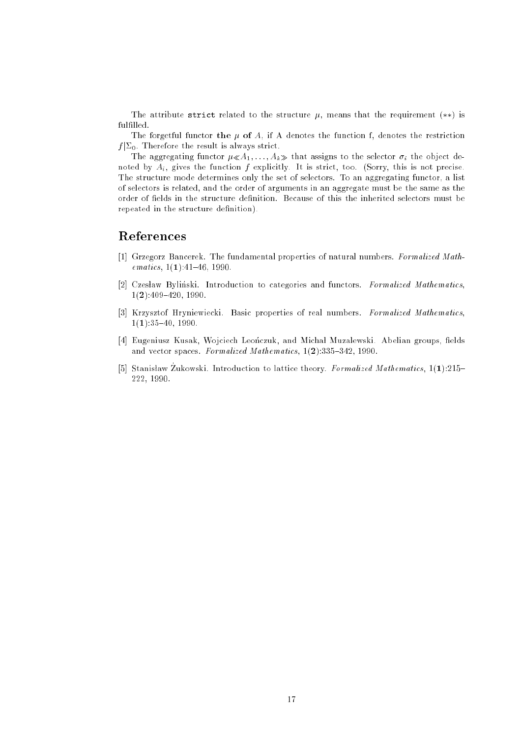The attribute `strict` related to the structure $\mu$, means that the requirement $(**)$ is fulfilled.

The forgetful functor **the** $\mu$ **of** $A$, if A denotes the function f, denotes the restriction $f|\Sigma_0$. Therefore the result is always strict.

The aggregating functor $\mu \ll A_1, \ldots, A_k \gg$ that assigns to the selector $\sigma_i$ the object denoted by $A_i$, gives the function $f$ explicitly. It is strict, too. (Sorry, this is not precise. The structure mode determines only the set of selectors. To an aggregating functor, a list of selectors is related, and the order of arguments in an aggregate must be the same as the order of fields in the structure definition. Because of this the inherited selectors must be repeated in the structure definition).

## References

[1] Grzegorz Bancerek. The fundamental properties of natural numbers. *Formalized Mathematics*, 1(**1**):41–46, 1990.

[2] Czesław Byliński. Introduction to categories and functors. *Formalized Mathematics*, 1(**2**):409–420, 1990.

[3] Krzysztof Hryniewiecki. Basic properties of real numbers. *Formalized Mathematics*, 1(**1**):35–40, 1990.

[4] Eugeniusz Kusak, Wojciech Leończuk, and Michał Muzalewski. Abelian groups, fields and vector spaces. *Formalized Mathematics*, 1(**2**):335–342, 1990.

[5] Stanisław Żukowski. Introduction to lattice theory. *Formalized Mathematics*, 1(**1**):215–222, 1990.